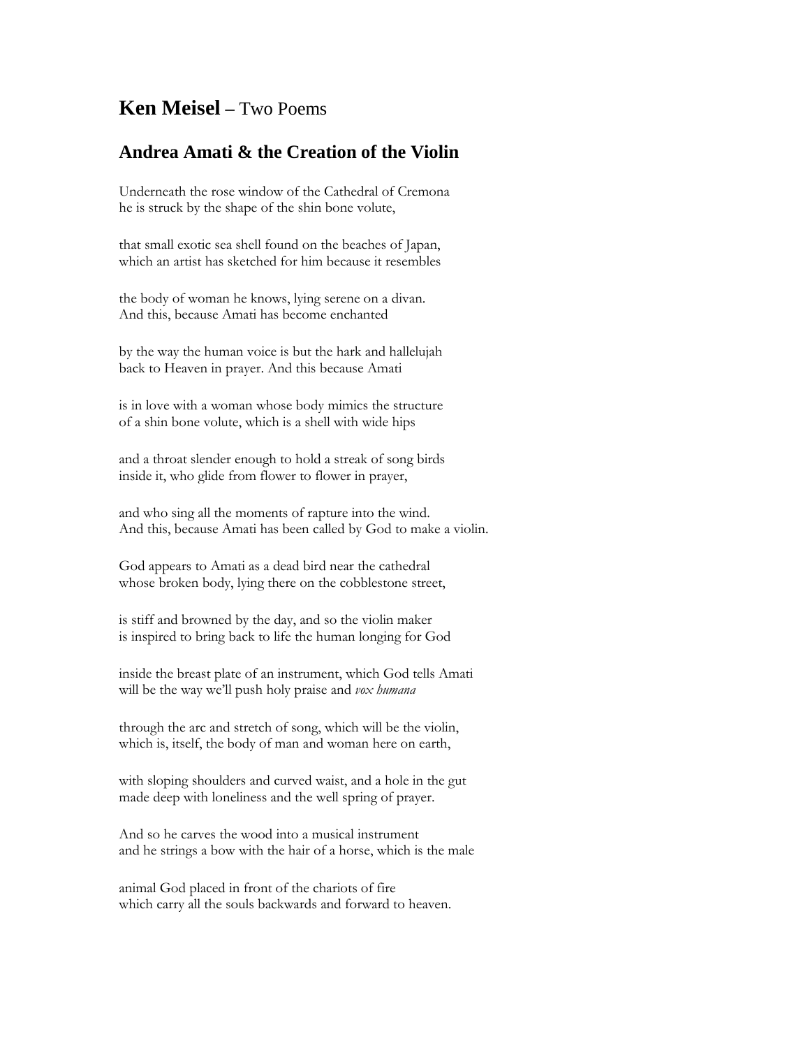# **Ken Meisel** – Two Poems

## Andrea Amati & the Creation of the Violin

Underneath the rose window of the Cathedral of Cremona
he is struck by the shape of the shin bone volute,

that small exotic sea shell found on the beaches of Japan,
which an artist has sketched for him because it resembles

the body of woman he knows, lying serene on a divan.
And this, because Amati has become enchanted

by the way the human voice is but the hark and hallelujah
back to Heaven in prayer. And this because Amati

is in love with a woman whose body mimics the structure
of a shin bone volute, which is a shell with wide hips

and a throat slender enough to hold a streak of song birds
inside it, who glide from flower to flower in prayer,

and who sing all the moments of rapture into the wind.
And this, because Amati has been called by God to make a violin.

God appears to Amati as a dead bird near the cathedral
whose broken body, lying there on the cobblestone street,

is stiff and browned by the day, and so the violin maker
is inspired to bring back to life the human longing for God

inside the breast plate of an instrument, which God tells Amati
will be the way we'll push holy praise and *vox humana*

through the arc and stretch of song, which will be the violin,
which is, itself, the body of man and woman here on earth,

with sloping shoulders and curved waist, and a hole in the gut
made deep with loneliness and the well spring of prayer.

And so he carves the wood into a musical instrument
and he strings a bow with the hair of a horse, which is the male

animal God placed in front of the chariots of fire
which carry all the souls backwards and forward to heaven.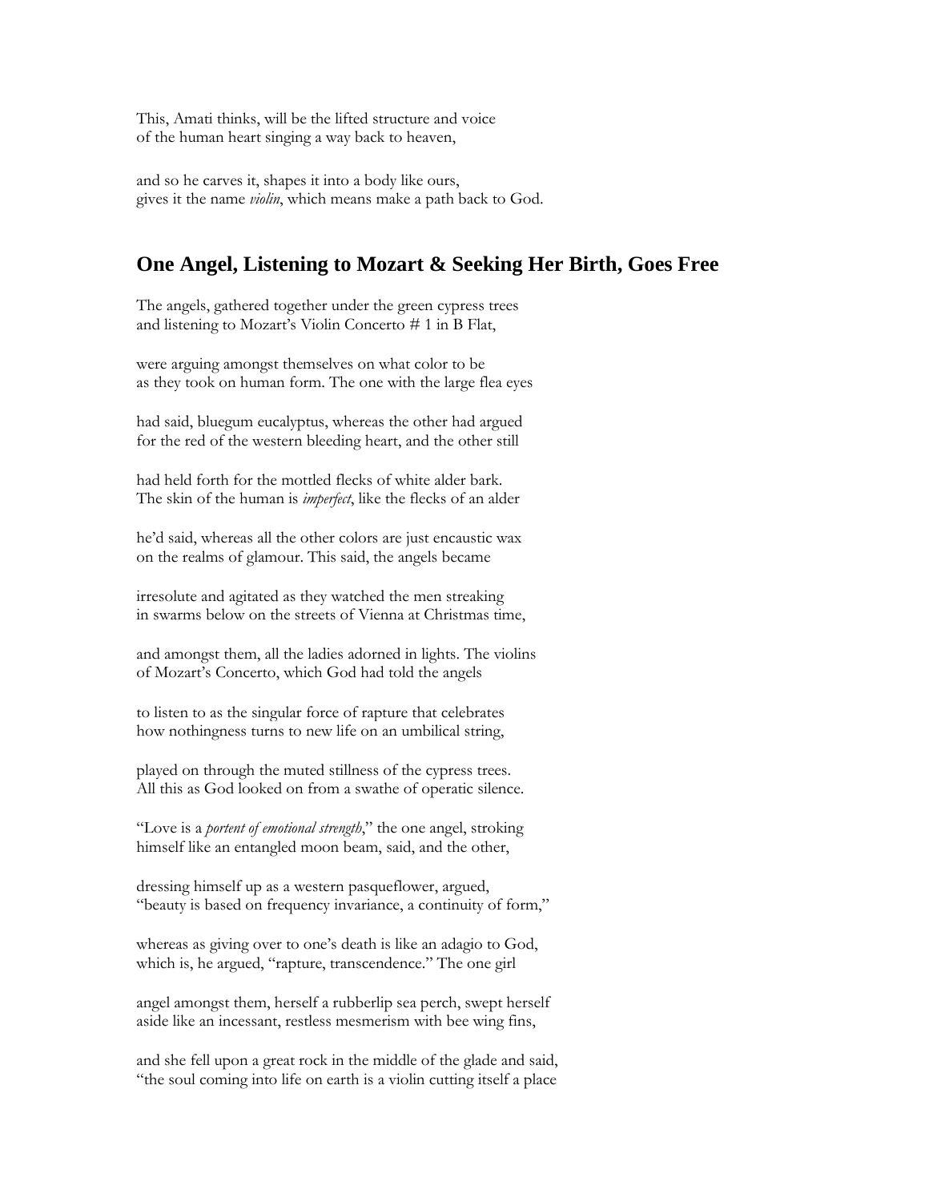This, Amati thinks, will be the lifted structure and voice
of the human heart singing a way back to heaven,

and so he carves it, shapes it into a body like ours,
gives it the name *violin*, which means make a path back to God.

## One Angel, Listening to Mozart & Seeking Her Birth, Goes Free

The angels, gathered together under the green cypress trees
and listening to Mozart's Violin Concerto # 1 in B Flat,

were arguing amongst themselves on what color to be
as they took on human form. The one with the large flea eyes

had said, bluegum eucalyptus, whereas the other had argued
for the red of the western bleeding heart, and the other still

had held forth for the mottled flecks of white alder bark.
The skin of the human is *imperfect*, like the flecks of an alder

he'd said, whereas all the other colors are just encaustic wax
on the realms of glamour. This said, the angels became

irresolute and agitated as they watched the men streaking
in swarms below on the streets of Vienna at Christmas time,

and amongst them, all the ladies adorned in lights. The violins
of Mozart's Concerto, which God had told the angels

to listen to as the singular force of rapture that celebrates
how nothingness turns to new life on an umbilical string,

played on through the muted stillness of the cypress trees.
All this as God looked on from a swathe of operatic silence.

"Love is a *portent of emotional strength*," the one angel, stroking
himself like an entangled moon beam, said, and the other,

dressing himself up as a western pasqueflower, argued,
"beauty is based on frequency invariance, a continuity of form,"

whereas as giving over to one's death is like an adagio to God,
which is, he argued, "rapture, transcendence." The one girl

angel amongst them, herself a rubberlip sea perch, swept herself
aside like an incessant, restless mesmerism with bee wing fins,

and she fell upon a great rock in the middle of the glade and said,
"the soul coming into life on earth is a violin cutting itself a place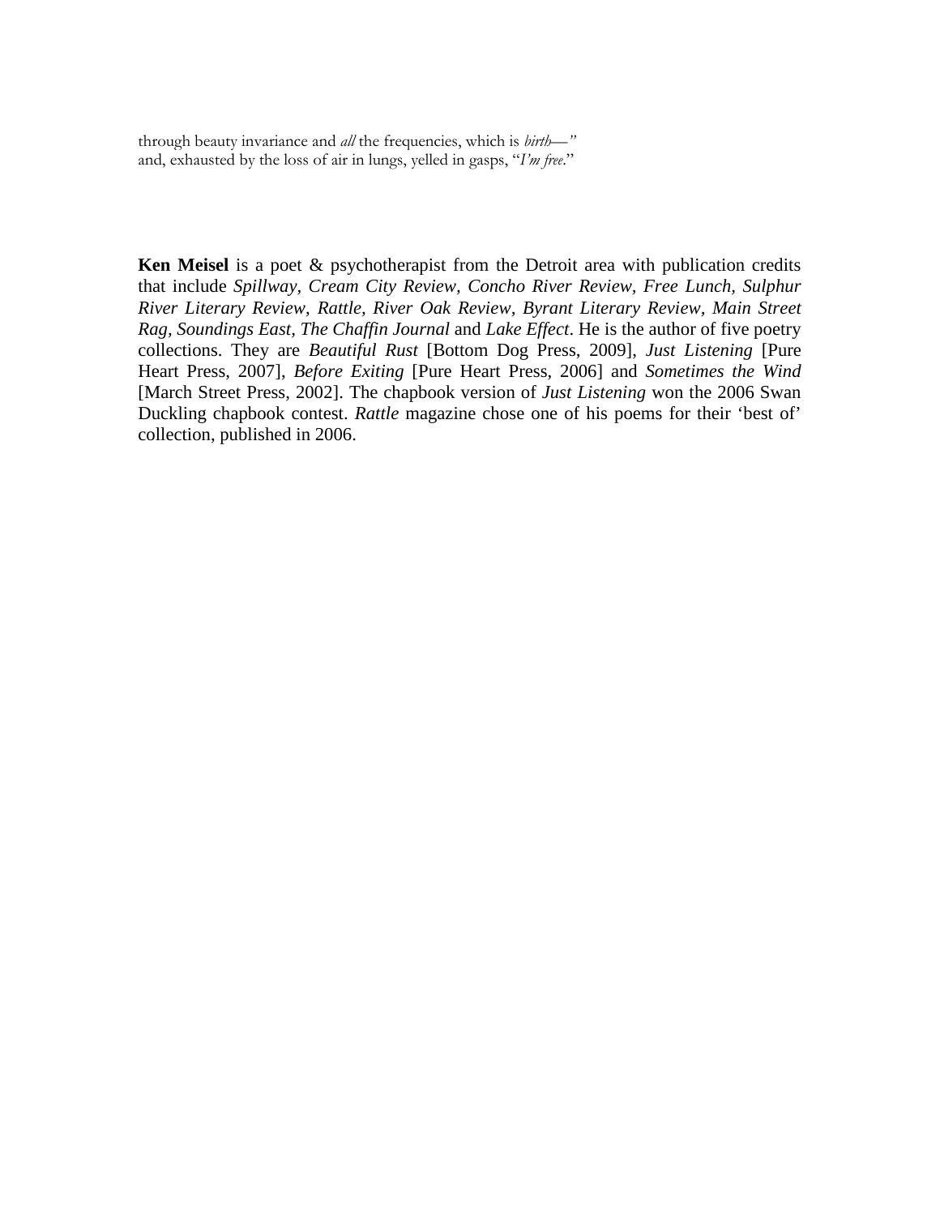through beauty invariance and *all* the frequencies, which is *birth—"*
and, exhausted by the loss of air in lungs, yelled in gasps, "*I'm free*."

**Ken Meisel** is a poet & psychotherapist from the Detroit area with publication credits that include *Spillway, Cream City Review, Concho River Review, Free Lunch, Sulphur River Literary Review, Rattle, River Oak Review, Byrant Literary Review, Main Street Rag, Soundings East, The Chaffin Journal* and *Lake Effect*. He is the author of five poetry collections. They are *Beautiful Rust* [Bottom Dog Press, 2009], *Just Listening* [Pure Heart Press, 2007], *Before Exiting* [Pure Heart Press, 2006] and *Sometimes the Wind* [March Street Press, 2002]. The chapbook version of *Just Listening* won the 2006 Swan Duckling chapbook contest. *Rattle* magazine chose one of his poems for their 'best of' collection, published in 2006.